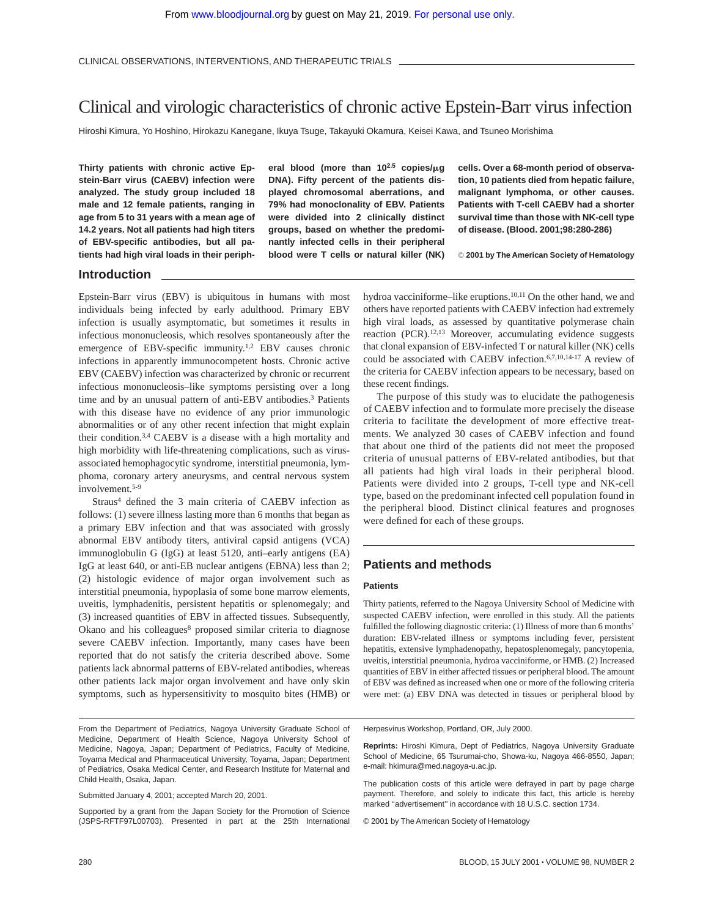CLINICAL OBSERVATIONS, INTERVENTIONS, AND THERAPEUTIC TRIALS

# Clinical and virologic characteristics of chronic active Epstein-Barr virus infection

Hiroshi Kimura, Yo Hoshino, Hirokazu Kanegane, Ikuya Tsuge, Takayuki Okamura, Keisei Kawa, and Tsuneo Morishima

**Thirty patients with chronic active Epstein-Barr virus (CAEBV) infection were analyzed. The study group included 18 male and 12 female patients, ranging in age from 5 to 31 years with a mean age of 14.2 years. Not all patients had high titers of EBV-specific antibodies, but all patients had high viral loads in their peripheral blood (more than $10^{2.5}$ copies/μg DNA). Fifty percent of the patients displayed chromosomal aberrations, and 79% had monoclonality of EBV. Patients were divided into 2 clinically distinct groups, based on whether the predominantly infected cells in their peripheral blood were T cells or natural killer (NK) cells. Over a 68-month period of observation, 10 patients died from hepatic failure, malignant lymphoma, or other causes. Patients with T-cell CAEBV had a shorter survival time than those with NK-cell type of disease. (Blood. 2001;98:280-286)**

© **2001 by The American Society of Hematology**

## Introduction

Epstein-Barr virus (EBV) is ubiquitous in humans with most individuals being infected by early adulthood. Primary EBV infection is usually asymptomatic, but sometimes it results in infectious mononucleosis, which resolves spontaneously after the emergence of EBV-specific immunity.[1,2] EBV causes chronic infections in apparently immunocompetent hosts. Chronic active EBV (CAEBV) infection was characterized by chronic or recurrent infectious mononucleosis–like symptoms persisting over a long time and by an unusual pattern of anti-EBV antibodies.[3] Patients with this disease have no evidence of any prior immunologic abnormalities or of any other recent infection that might explain their condition.[3,4] CAEBV is a disease with a high mortality and high morbidity with life-threatening complications, such as virus-associated hemophagocytic syndrome, interstitial pneumonia, lymphoma, coronary artery aneurysms, and central nervous system involvement.[5-9]

Straus[4] defined the 3 main criteria of CAEBV infection as follows: (1) severe illness lasting more than 6 months that began as a primary EBV infection and that was associated with grossly abnormal EBV antibody titers, antiviral capsid antigens (VCA) immunoglobulin G (IgG) at least 5120, anti–early antigens (EA) IgG at least 640, or anti-EB nuclear antigens (EBNA) less than 2; (2) histologic evidence of major organ involvement such as interstitial pneumonia, hypoplasia of some bone marrow elements, uveitis, lymphadenitis, persistent hepatitis or splenomegaly; and (3) increased quantities of EBV in affected tissues. Subsequently, Okano and his colleagues[8] proposed similar criteria to diagnose severe CAEBV infection. Importantly, many cases have been reported that do not satisfy the criteria described above. Some patients lack abnormal patterns of EBV-related antibodies, whereas other patients lack major organ involvement and have only skin symptoms, such as hypersensitivity to mosquito bites (HMB) or hydroa vacciniforme–like eruptions.[10,11] On the other hand, we and others have reported patients with CAEBV infection had extremely high viral loads, as assessed by quantitative polymerase chain reaction (PCR).[12,13] Moreover, accumulating evidence suggests that clonal expansion of EBV-infected T or natural killer (NK) cells could be associated with CAEBV infection.[6,7,10,14-17] A review of the criteria for CAEBV infection appears to be necessary, based on these recent findings.

The purpose of this study was to elucidate the pathogenesis of CAEBV infection and to formulate more precisely the disease criteria to facilitate the development of more effective treatments. We analyzed 30 cases of CAEBV infection and found that about one third of the patients did not meet the proposed criteria of unusual patterns of EBV-related antibodies, but that all patients had high viral loads in their peripheral blood. Patients were divided into 2 groups, T-cell type and NK-cell type, based on the predominant infected cell population found in the peripheral blood. Distinct clinical features and prognoses were defined for each of these groups.

## Patients and methods

### Patients

Thirty patients, referred to the Nagoya University School of Medicine with suspected CAEBV infection, were enrolled in this study. All the patients fulfilled the following diagnostic criteria: (1) Illness of more than 6 months' duration: EBV-related illness or symptoms including fever, persistent hepatitis, extensive lymphadenopathy, hepatosplenomegaly, pancytopenia, uveitis, interstitial pneumonia, hydroa vacciniforme, or HMB. (2) Increased quantities of EBV in either affected tissues or peripheral blood. The amount of EBV was defined as increased when one or more of the following criteria were met: (a) EBV DNA was detected in tissues or peripheral blood by

From the Department of Pediatrics, Nagoya University Graduate School of Medicine, Department of Health Science, Nagoya University School of Medicine, Nagoya, Japan; Department of Pediatrics, Faculty of Medicine, Toyama Medical and Pharmaceutical University, Toyama, Japan; Department of Pediatrics, Osaka Medical Center, and Research Institute for Maternal and Child Health, Osaka, Japan.

Submitted January 4, 2001; accepted March 20, 2001.

Supported by a grant from the Japan Society for the Promotion of Science (JSPS-RFTF97L00703). Presented in part at the 25th International Herpesvirus Workshop, Portland, OR, July 2000.

**Reprints:** Hiroshi Kimura, Dept of Pediatrics, Nagoya University Graduate School of Medicine, 65 Tsurumai-cho, Showa-ku, Nagoya 466-8550, Japan; e-mail: hkimura@med.nagoya-u.ac.jp.

The publication costs of this article were defrayed in part by page charge payment. Therefore, and solely to indicate this fact, this article is hereby marked "advertisement" in accordance with 18 U.S.C. section 1734.

© 2001 by The American Society of Hematology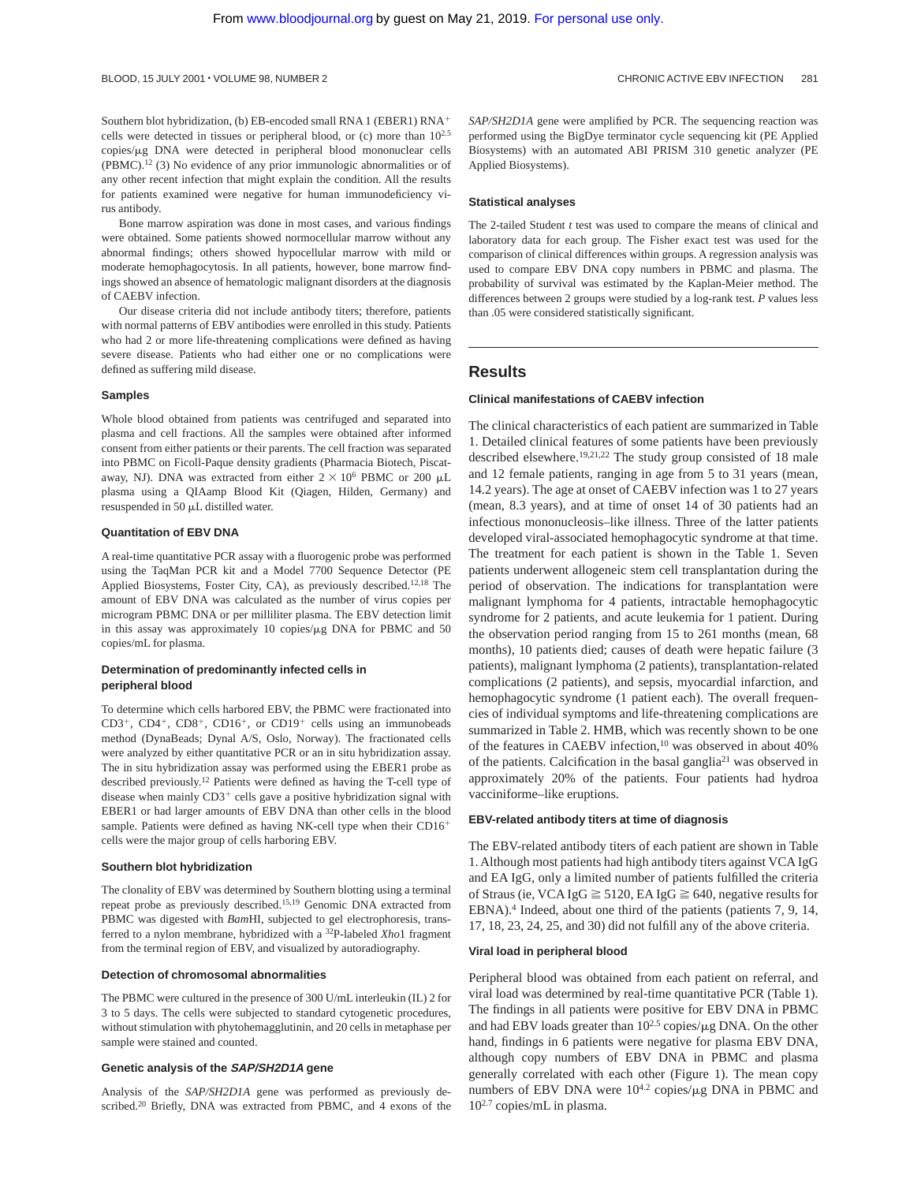Southern blot hybridization, (b) EB-encoded small RNA 1 (EBER1) RNA$^+$ cells were detected in tissues or peripheral blood, or (c) more than $10^{2.5}$ copies/μg DNA were detected in peripheral blood mononuclear cells (PBMC).[12] (3) No evidence of any prior immunologic abnormalities or of any other recent infection that might explain the condition. All the results for patients examined were negative for human immunodeficiency virus antibody.

Bone marrow aspiration was done in most cases, and various findings were obtained. Some patients showed normocellular marrow without any abnormal findings; others showed hypocellular marrow with mild or moderate hemophagocytosis. In all patients, however, bone marrow findings showed an absence of hematologic malignant disorders at the diagnosis of CAEBV infection.

Our disease criteria did not include antibody titers; therefore, patients with normal patterns of EBV antibodies were enrolled in this study. Patients who had 2 or more life-threatening complications were defined as having severe disease. Patients who had either one or no complications were defined as suffering mild disease.

### Samples

Whole blood obtained from patients was centrifuged and separated into plasma and cell fractions. All the samples were obtained after informed consent from either patients or their parents. The cell fraction was separated into PBMC on Ficoll-Paque density gradients (Pharmacia Biotech, Piscataway, NJ). DNA was extracted from either $2 \times 10^6$ PBMC or 200 μL plasma using a QIAamp Blood Kit (Qiagen, Hilden, Germany) and resuspended in 50 μL distilled water.

### Quantitation of EBV DNA

A real-time quantitative PCR assay with a fluorogenic probe was performed using the TaqMan PCR kit and a Model 7700 Sequence Detector (PE Applied Biosystems, Foster City, CA), as previously described.[12,18] The amount of EBV DNA was calculated as the number of virus copies per microgram PBMC DNA or per milliliter plasma. The EBV detection limit in this assay was approximately 10 copies/μg DNA for PBMC and 50 copies/mL for plasma.

### Determination of predominantly infected cells in peripheral blood

To determine which cells harbored EBV, the PBMC were fractionated into CD3$^+$, CD4$^+$, CD8$^+$, CD16$^+$, or CD19$^+$ cells using an immunobeads method (DynaBeads; Dynal A/S, Oslo, Norway). The fractionated cells were analyzed by either quantitative PCR or an in situ hybridization assay. The in situ hybridization assay was performed using the EBER1 probe as described previously.[12] Patients were defined as having the T-cell type of disease when mainly CD3$^+$ cells gave a positive hybridization signal with EBER1 or had larger amounts of EBV DNA than other cells in the blood sample. Patients were defined as having NK-cell type when their CD16$^+$ cells were the major group of cells harboring EBV.

### Southern blot hybridization

The clonality of EBV was determined by Southern blotting using a terminal repeat probe as previously described.[15,19] Genomic DNA extracted from PBMC was digested with *Bam*HI, subjected to gel electrophoresis, transferred to a nylon membrane, hybridized with a $^{32}$P-labeled *Xho*1 fragment from the terminal region of EBV, and visualized by autoradiography.

### Detection of chromosomal abnormalities

The PBMC were cultured in the presence of 300 U/mL interleukin (IL) 2 for 3 to 5 days. The cells were subjected to standard cytogenetic procedures, without stimulation with phytohemagglutinin, and 20 cells in metaphase per sample were stained and counted.

### Genetic analysis of the *SAP/SH2D1A* gene

Analysis of the *SAP/SH2D1A* gene was performed as previously described.[20] Briefly, DNA was extracted from PBMC, and 4 exons of the *SAP/SH2D1A* gene were amplified by PCR. The sequencing reaction was performed using the BigDye terminator cycle sequencing kit (PE Applied Biosystems) with an automated ABI PRISM 310 genetic analyzer (PE Applied Biosystems).

### Statistical analyses

The 2-tailed Student *t* test was used to compare the means of clinical and laboratory data for each group. The Fisher exact test was used for the comparison of clinical differences within groups. A regression analysis was used to compare EBV DNA copy numbers in PBMC and plasma. The probability of survival was estimated by the Kaplan-Meier method. The differences between 2 groups were studied by a log-rank test. *P* values less than .05 were considered statistically significant.

## Results

### Clinical manifestations of CAEBV infection

The clinical characteristics of each patient are summarized in Table 1. Detailed clinical features of some patients have been previously described elsewhere.[19,21,22] The study group consisted of 18 male and 12 female patients, ranging in age from 5 to 31 years (mean, 14.2 years). The age at onset of CAEBV infection was 1 to 27 years (mean, 8.3 years), and at time of onset 14 of 30 patients had an infectious mononucleosis–like illness. Three of the latter patients developed viral-associated hemophagocytic syndrome at that time. The treatment for each patient is shown in the Table 1. Seven patients underwent allogeneic stem cell transplantation during the period of observation. The indications for transplantation were malignant lymphoma for 4 patients, intractable hemophagocytic syndrome for 2 patients, and acute leukemia for 1 patient. During the observation period ranging from 15 to 261 months (mean, 68 months), 10 patients died; causes of death were hepatic failure (3 patients), malignant lymphoma (2 patients), transplantation-related complications (2 patients), and sepsis, myocardial infarction, and hemophagocytic syndrome (1 patient each). The overall frequencies of individual symptoms and life-threatening complications are summarized in Table 2. HMB, which was recently shown to be one of the features in CAEBV infection,[10] was observed in about 40% of the patients. Calcification in the basal ganglia[21] was observed in approximately 20% of the patients. Four patients had hydroa vacciniforme–like eruptions.

### EBV-related antibody titers at time of diagnosis

The EBV-related antibody titers of each patient are shown in Table 1. Although most patients had high antibody titers against VCA IgG and EA IgG, only a limited number of patients fulfilled the criteria of Straus (ie, VCA IgG $\geqq$ 5120, EA IgG $\geqq$ 640, negative results for EBNA).[4] Indeed, about one third of the patients (patients 7, 9, 14, 17, 18, 23, 24, 25, and 30) did not fulfill any of the above criteria.

### Viral load in peripheral blood

Peripheral blood was obtained from each patient on referral, and viral load was determined by real-time quantitative PCR (Table 1). The findings in all patients were positive for EBV DNA in PBMC and had EBV loads greater than $10^{2.5}$ copies/μg DNA. On the other hand, findings in 6 patients were negative for plasma EBV DNA, although copy numbers of EBV DNA in PBMC and plasma generally correlated with each other (Figure 1). The mean copy numbers of EBV DNA were $10^{4.2}$ copies/μg DNA in PBMC and $10^{2.7}$ copies/mL in plasma.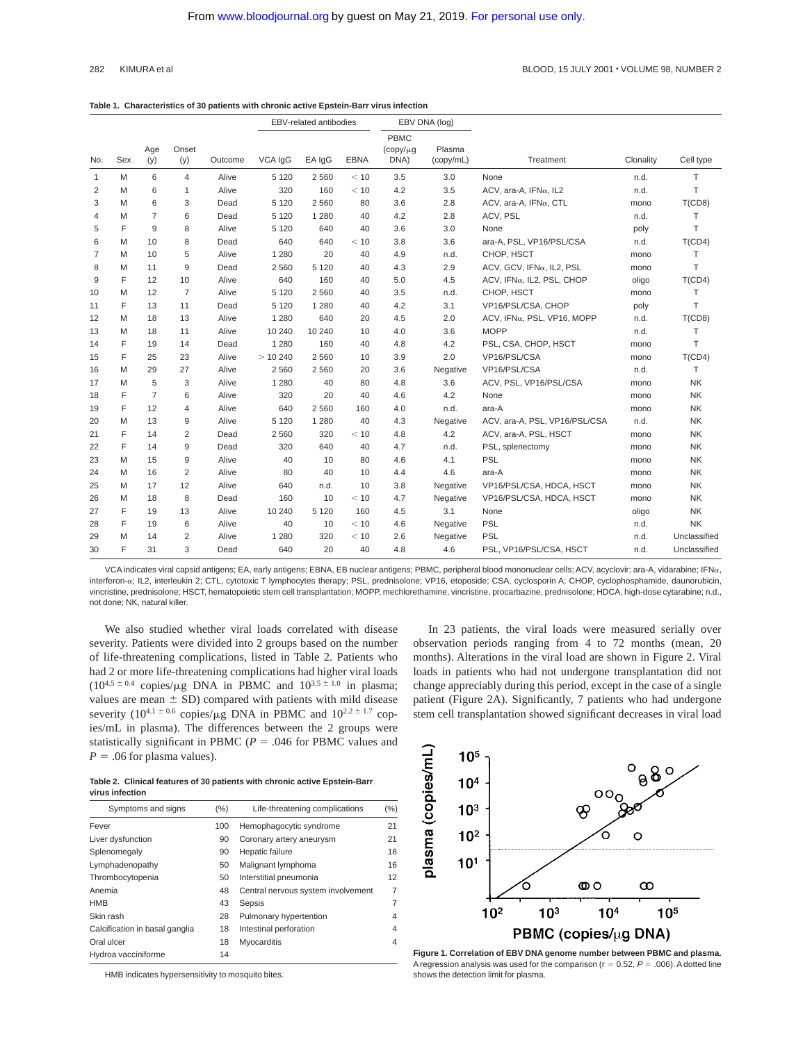**Table 1. Characteristics of 30 patients with chronic active Epstein-Barr virus infection**

| No. | Sex | Age (y) | Onset (y) | Outcome | EBV-related antibodies VCA IgG | EA IgG | EBNA | EBV DNA (log) PBMC (copy/μg DNA) | Plasma (copy/mL) | Treatment | Clonality | Cell type |
|---|---|---|---|---|---|---|---|---|---|---|---|---|
| 1 | M | 6 | 4 | Alive | 5 120 | 2 560 | < 10 | 3.5 | 3.0 | None | n.d. | T |
| 2 | M | 6 | 1 | Alive | 320 | 160 | < 10 | 4.2 | 3.5 | ACV, ara-A, IFNα, IL2 | n.d. | T |
| 3 | M | 6 | 3 | Dead | 5 120 | 2 560 | 80 | 3.6 | 2.8 | ACV, ara-A, IFNα, CTL | mono | T(CD8) |
| 4 | M | 7 | 6 | Dead | 5 120 | 1 280 | 40 | 4.2 | 2.8 | ACV, PSL | n.d. | T |
| 5 | F | 9 | 8 | Alive | 5 120 | 640 | 40 | 3.6 | 3.0 | None | poly | T |
| 6 | M | 10 | 8 | Dead | 640 | 640 | < 10 | 3.8 | 3.6 | ara-A, PSL, VP16/PSL/CSA | n.d. | T(CD4) |
| 7 | M | 10 | 5 | Alive | 1 280 | 20 | 40 | 4.9 | n.d. | CHOP, HSCT | mono | T |
| 8 | M | 11 | 9 | Dead | 2 560 | 5 120 | 40 | 4.3 | 2.9 | ACV, GCV, IFNα, IL2, PSL | mono | T |
| 9 | F | 12 | 10 | Alive | 640 | 160 | 40 | 5.0 | 4.5 | ACV, IFNα, IL2, PSL, CHOP | oligo | T(CD4) |
| 10 | M | 12 | 7 | Alive | 5 120 | 2 560 | 40 | 3.5 | n.d. | CHOP, HSCT | mono | T |
| 11 | F | 13 | 11 | Dead | 5 120 | 1 280 | 40 | 4.2 | 3.1 | VP16/PSL/CSA, CHOP | poly | T |
| 12 | M | 18 | 13 | Alive | 1 280 | 640 | 20 | 4.5 | 2.0 | ACV, IFNα, PSL, VP16, MOPP | n.d. | T(CD8) |
| 13 | M | 18 | 11 | Alive | 10 240 | 10 240 | 10 | 4.0 | 3.6 | MOPP | n.d. | T |
| 14 | F | 19 | 14 | Dead | 1 280 | 160 | 40 | 4.8 | 4.2 | PSL, CSA, CHOP, HSCT | mono | T |
| 15 | F | 25 | 23 | Alive | > 10 240 | 2 560 | 10 | 3.9 | 2.0 | VP16/PSL/CSA | mono | T(CD4) |
| 16 | M | 29 | 27 | Alive | 2 560 | 2 560 | 20 | 3.6 | Negative | VP16/PSL/CSA | n.d. | T |
| 17 | M | 5 | 3 | Alive | 1 280 | 40 | 80 | 4.8 | 3.6 | ACV, PSL, VP16/PSL/CSA | mono | NK |
| 18 | F | 7 | 6 | Alive | 320 | 20 | 40 | 4.6 | 4.2 | None | mono | NK |
| 19 | F | 12 | 4 | Alive | 640 | 2 560 | 160 | 4.0 | n.d. | ara-A | mono | NK |
| 20 | M | 13 | 9 | Alive | 5 120 | 1 280 | 40 | 4.3 | Negative | ACV, ara-A, PSL, VP16/PSL/CSA | n.d. | NK |
| 21 | F | 14 | 2 | Dead | 2 560 | 320 | < 10 | 4.8 | 4.2 | ACV, ara-A, PSL, HSCT | mono | NK |
| 22 | F | 14 | 9 | Dead | 320 | 640 | 40 | 4.7 | n.d. | PSL, splenectomy | mono | NK |
| 23 | M | 15 | 9 | Alive | 40 | 10 | 80 | 4.6 | 4.1 | PSL | mono | NK |
| 24 | M | 16 | 2 | Alive | 80 | 40 | 10 | 4.4 | 4.6 | ara-A | mono | NK |
| 25 | M | 17 | 12 | Alive | 640 | n.d. | 10 | 3.8 | Negative | VP16/PSL/CSA, HDCA, HSCT | mono | NK |
| 26 | M | 18 | 8 | Dead | 160 | 10 | < 10 | 4.7 | Negative | VP16/PSL/CSA, HDCA, HSCT | mono | NK |
| 27 | F | 19 | 13 | Alive | 10 240 | 5 120 | 160 | 4.5 | 3.1 | None | oligo | NK |
| 28 | F | 19 | 6 | Alive | 40 | 10 | < 10 | 4.6 | Negative | PSL | n.d. | NK |
| 29 | M | 14 | 2 | Alive | 1 280 | 320 | < 10 | 2.6 | Negative | PSL | n.d. | Unclassified |
| 30 | F | 31 | 3 | Dead | 640 | 20 | 40 | 4.8 | 4.6 | PSL, VP16/PSL/CSA, HSCT | n.d. | Unclassified |

VCA indicates viral capsid antigens; EA, early antigens; EBNA, EB nuclear antigens; PBMC, peripheral blood mononuclear cells; ACV, acyclovir; ara-A, vidarabine; IFNα, interferon-α; IL2, interleukin 2; CTL, cytotoxic T lymphocytes therapy; PSL, prednisolone; VP16, etoposide; CSA, cyclosporin A; CHOP, cyclophosphamide, daunorubicin, vincristine, prednisolone; HSCT, hematopoietic stem cell transplantation; MOPP, mechlorethamine, vincristine, procarbazine, prednisolone; HDCA, high-dose cytarabine; n.d., not done; NK, natural killer.

We also studied whether viral loads correlated with disease severity. Patients were divided into 2 groups based on the number of life-threatening complications, listed in Table 2. Patients who had 2 or more life-threatening complications had higher viral loads ($10^{4.5 \pm 0.4}$ copies/μg DNA in PBMC and $10^{3.5 \pm 1.0}$ in plasma; values are mean ± SD) compared with patients with mild disease severity ($10^{4.1 \pm 0.6}$ copies/μg DNA in PBMC and $10^{2.2 \pm 1.7}$ copies/mL in plasma). The differences between the 2 groups were statistically significant in PBMC ($P = .046$ for PBMC values and $P = .06$ for plasma values).

**Table 2. Clinical features of 30 patients with chronic active Epstein-Barr virus infection**

| Symptoms and signs | (%) | Life-threatening complications | (%) |
|---|---|---|---|
| Fever | 100 | Hemophagocytic syndrome | 21 |
| Liver dysfunction | 90 | Coronary artery aneurysm | 21 |
| Splenomegaly | 90 | Hepatic failure | 18 |
| Lymphadenopathy | 50 | Malignant lymphoma | 16 |
| Thrombocytopenia | 50 | Interstitial pneumonia | 12 |
| Anemia | 48 | Central nervous system involvement | 7 |
| HMB | 43 | Sepsis | 7 |
| Skin rash | 28 | Pulmonary hypertention | 4 |
| Calcification in basal ganglia | 18 | Intestinal perforation | 4 |
| Oral ulcer | 18 | Myocarditis | 4 |
| Hydroa vacciniforme | 14 | | |

HMB indicates hypersensitivity to mosquito bites.

In 23 patients, the viral loads were measured serially over observation periods ranging from 4 to 72 months (mean, 20 months). Alterations in the viral load are shown in Figure 2. Viral loads in patients who had not undergone transplantation did not change appreciably during this period, except in the case of a single patient (Figure 2A). Significantly, 7 patients who had undergone stem cell transplantation showed significant decreases in viral load

**Figure 1. Correlation of EBV DNA genome number between PBMC and plasma.** A regression analysis was used for the comparison ($r = 0.52$, $P = .006$). A dotted line shows the detection limit for plasma.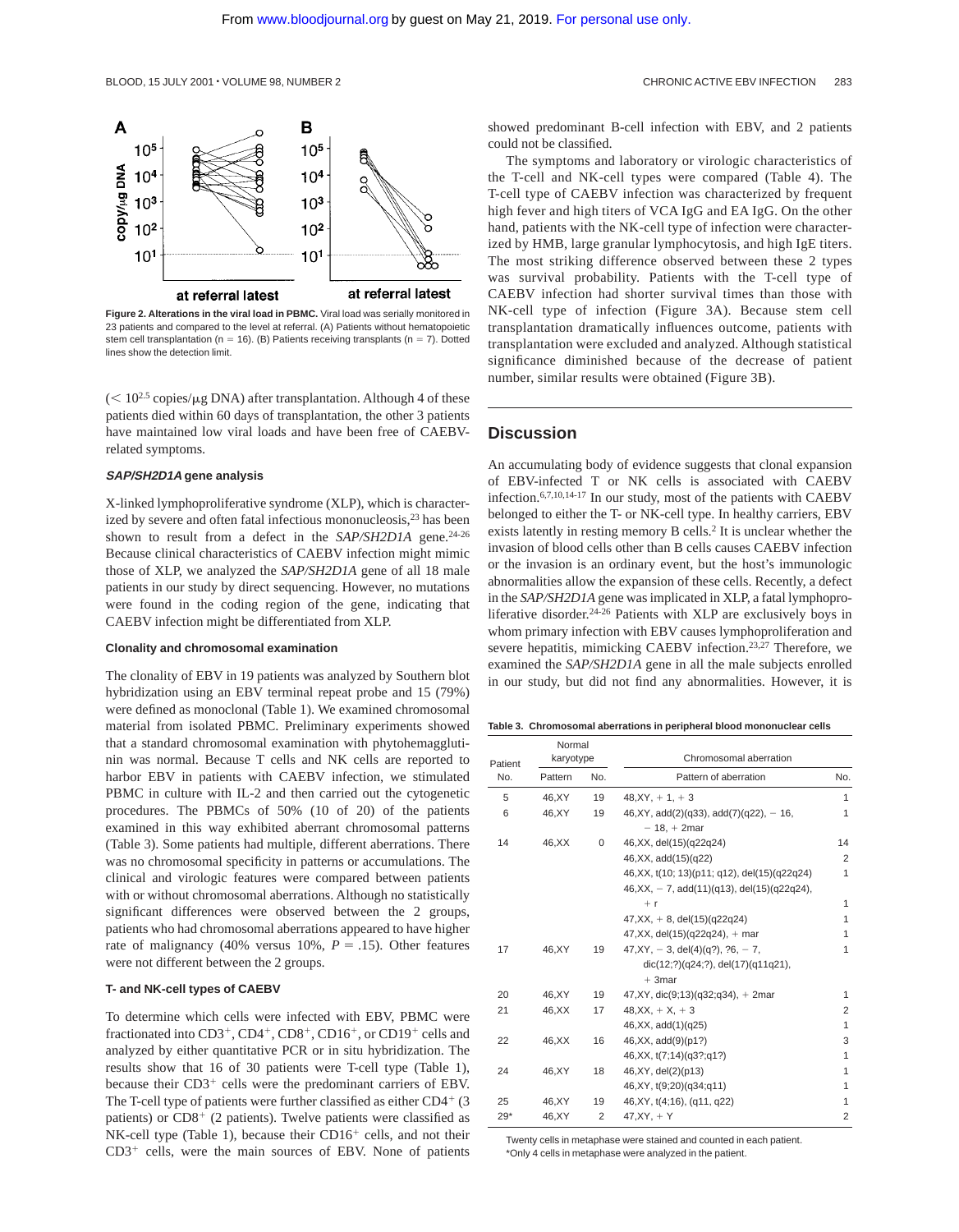Figure 2. Alterations in the viral load in PBMC. Viral load was serially monitored in 23 patients and compared to the level at referral. (A) Patients without hematopoietic stem cell transplantation (n = 16). (B) Patients receiving transplants (n = 7). Dotted lines show the detection limit.

($< 10^{2.5}$ copies/μg DNA) after transplantation. Although 4 of these patients died within 60 days of transplantation, the other 3 patients have maintained low viral loads and have been free of CAEBV-related symptoms.

### *SAP/SH2D1A* gene analysis

X-linked lymphoproliferative syndrome (XLP), which is characterized by severe and often fatal infectious mononucleosis,[23] has been shown to result from a defect in the *SAP/SH2D1A* gene.[24-26] Because clinical characteristics of CAEBV infection might mimic those of XLP, we analyzed the *SAP/SH2D1A* gene of all 18 male patients in our study by direct sequencing. However, no mutations were found in the coding region of the gene, indicating that CAEBV infection might be differentiated from XLP.

### Clonality and chromosomal examination

The clonality of EBV in 19 patients was analyzed by Southern blot hybridization using an EBV terminal repeat probe and 15 (79%) were defined as monoclonal (Table 1). We examined chromosomal material from isolated PBMC. Preliminary experiments showed that a standard chromosomal examination with phytohemagglutinin was normal. Because T cells and NK cells are reported to harbor EBV in patients with CAEBV infection, we stimulated PBMC in culture with IL-2 and then carried out the cytogenetic procedures. The PBMCs of 50% (10 of 20) of the patients examined in this way exhibited aberrant chromosomal patterns (Table 3). Some patients had multiple, different aberrations. There was no chromosomal specificity in patterns or accumulations. The clinical and virologic features were compared between patients with or without chromosomal aberrations. Although no statistically significant differences were observed between the 2 groups, patients who had chromosomal aberrations appeared to have higher rate of malignancy (40% versus 10%, $P = .15$). Other features were not different between the 2 groups.

### T- and NK-cell types of CAEBV

To determine which cells were infected with EBV, PBMC were fractionated into $CD3^+$, $CD4^+$, $CD8^+$, $CD16^+$, or $CD19^+$ cells and analyzed by either quantitative PCR or in situ hybridization. The results show that 16 of 30 patients were T-cell type (Table 1), because their $CD3^+$ cells were the predominant carriers of EBV. The T-cell type of patients were further classified as either $CD4^+$ (3 patients) or $CD8^+$ (2 patients). Twelve patients were classified as NK-cell type (Table 1), because their $CD16^+$ cells, and not their $CD3^+$ cells, were the main sources of EBV. None of patients showed predominant B-cell infection with EBV, and 2 patients could not be classified.

The symptoms and laboratory or virologic characteristics of the T-cell and NK-cell types were compared (Table 4). The T-cell type of CAEBV infection was characterized by frequent high fever and high titers of VCA IgG and EA IgG. On the other hand, patients with the NK-cell type of infection were characterized by HMB, large granular lymphocytosis, and high IgE titers. The most striking difference observed between these 2 types was survival probability. Patients with the T-cell type of CAEBV infection had shorter survival times than those with NK-cell type of infection (Figure 3A). Because stem cell transplantation dramatically influences outcome, patients with transplantation were excluded and analyzed. Although statistical significance diminished because of the decrease of patient number, similar results were obtained (Figure 3B).

## Discussion

An accumulating body of evidence suggests that clonal expansion of EBV-infected T or NK cells is associated with CAEBV infection.[6,7,10,14-17] In our study, most of the patients with CAEBV belonged to either the T- or NK-cell type. In healthy carriers, EBV exists latently in resting memory B cells.[2] It is unclear whether the invasion of blood cells other than B cells causes CAEBV infection or the invasion is an ordinary event, but the host's immunologic abnormalities allow the expansion of these cells. Recently, a defect in the *SAP/SH2D1A* gene was implicated in XLP, a fatal lymphoproliferative disorder.[24-26] Patients with XLP are exclusively boys in whom primary infection with EBV causes lymphoproliferation and severe hepatitis, mimicking CAEBV infection.[23,27] Therefore, we examined the *SAP/SH2D1A* gene in all the male subjects enrolled in our study, but did not find any abnormalities. However, it is

**Table 3. Chromosomal aberrations in peripheral blood mononuclear cells**

| Patient No. | Normal karyotype Pattern | No. | Chromosomal aberration Pattern of aberration | No. |
|---|---|---|---|---|
| 5 | 46,XY | 19 | 48,XY, + 1, + 3 | 1 |
| 6 | 46,XY | 19 | 46,XY, add(2)(q33), add(7)(q22), − 16, − 18, + 2mar | 1 |
| 14 | 46,XX | 0 | 46,XX, del(15)(q22q24) | 14 |
| | | | 46,XX, add(15)(q22) | 2 |
| | | | 46,XX, t(10; 13)(p11; q12), del(15)(q22q24) | 1 |
| | | | 46,XX, − 7, add(11)(q13), del(15)(q22q24), + r | 1 |
| | | | 47,XX, + 8, del(15)(q22q24) | 1 |
| | | | 47,XX, del(15)(q22q24), + mar | 1 |
| 17 | 46,XY | 19 | 47,XY, − 3, del(4)(q?), ?6, − 7, dic(12;?)(q24;?), del(17)(q11q21), + 3mar | 1 |
| 20 | 46,XY | 19 | 47,XY, dic(9;13)(q32;q34), + 2mar | 1 |
| 21 | 46,XX | 17 | 48,XX, + X, + 3 | 2 |
| | | | 46,XX, add(1)(q25) | 1 |
| 22 | 46,XX | 16 | 46,XX, add(9)(p1?) | 3 |
| | | | 46,XX, t(7;14)(q3?;q1?) | 1 |
| 24 | 46,XY | 18 | 46,XY, del(2)(p13) | 1 |
| | | | 46,XY, t(9;20)(q34;q11) | 1 |
| 25 | 46,XY | 19 | 46,XY, t(4;16), (q11, q22) | 1 |
| 29* | 46,XY | 2 | 47,XY, + Y | 2 |

Twenty cells in metaphase were stained and counted in each patient.
*Only 4 cells in metaphase were analyzed in the patient.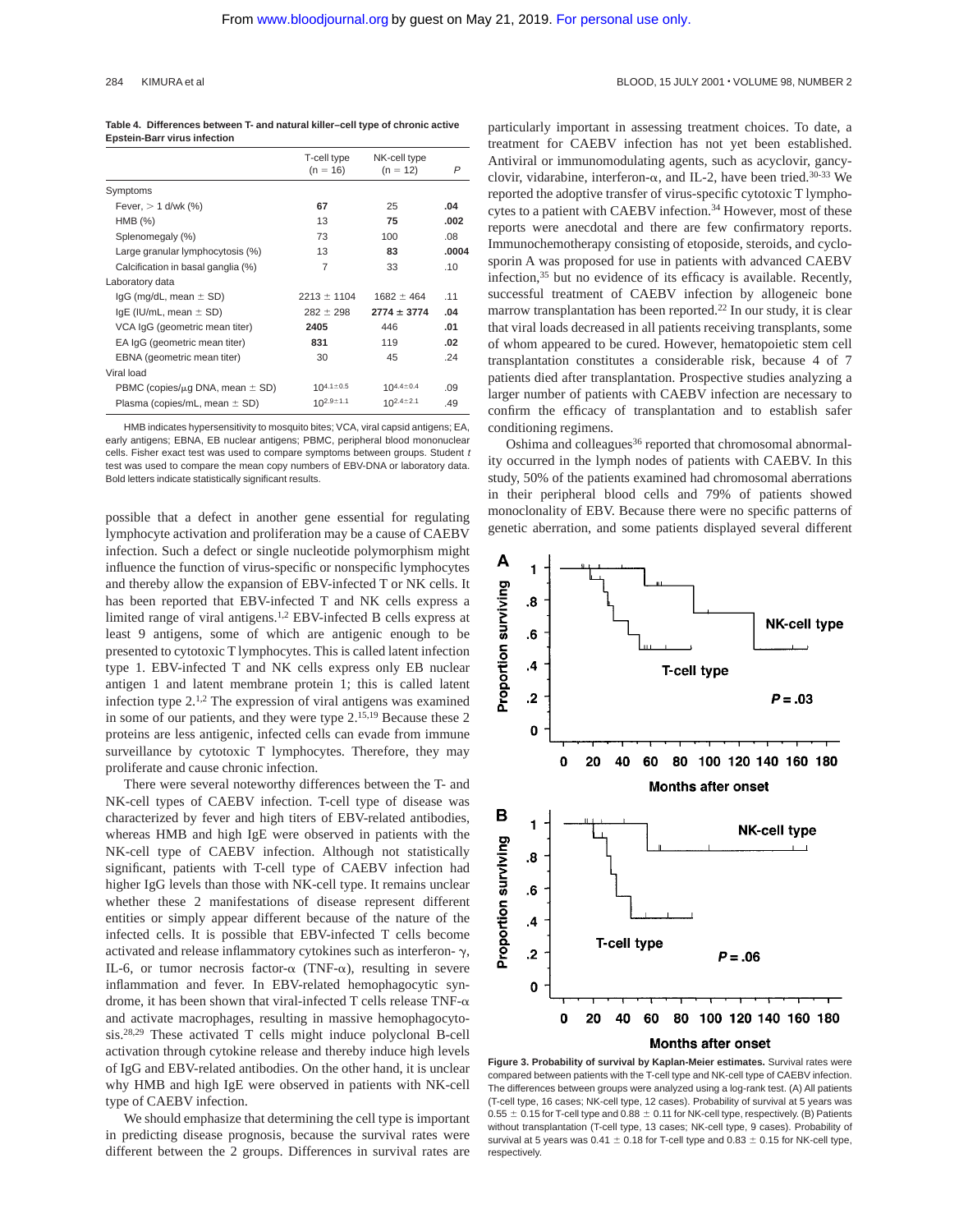**Table 4. Differences between T- and natural killer–cell type of chronic active Epstein-Barr virus infection**

| | T-cell type (n = 16) | NK-cell type (n = 12) | *P* |
|---|---|---|---|
| Symptoms | | | |
| Fever, > 1 d/wk (%) | **67** | 25 | **.04** |
| HMB (%) | 13 | **75** | **.002** |
| Splenomegaly (%) | 73 | 100 | .08 |
| Large granular lymphocytosis (%) | 13 | **83** | **.0004** |
| Calcification in basal ganglia (%) | 7 | 33 | .10 |
| Laboratory data | | | |
| IgG (mg/dL, mean ± SD) | 2213 ± 1104 | 1682 ± 464 | .11 |
| IgE (IU/mL, mean ± SD) | 282 ± 298 | **2774 ± 3774** | **.04** |
| VCA IgG (geometric mean titer) | **2405** | 446 | **.01** |
| EA IgG (geometric mean titer) | **831** | 119 | **.02** |
| EBNA (geometric mean titer) | 30 | 45 | .24 |
| Viral load | | | |
| PBMC (copies/μg DNA, mean ± SD) | $10^{4.1 \pm 0.5}$ | $10^{4.4 \pm 0.4}$ | .09 |
| Plasma (copies/mL, mean ± SD) | $10^{2.9 \pm 1.1}$ | $10^{2.4 \pm 2.1}$ | .49 |

HMB indicates hypersensitivity to mosquito bites; VCA, viral capsid antigens; EA, early antigens; EBNA, EB nuclear antigens; PBMC, peripheral blood mononuclear cells. Fisher exact test was used to compare symptoms between groups. Student *t* test was used to compare the mean copy numbers of EBV-DNA or laboratory data. Bold letters indicate statistically significant results.

possible that a defect in another gene essential for regulating lymphocyte activation and proliferation may be a cause of CAEBV infection. Such a defect or single nucleotide polymorphism might influence the function of virus-specific or nonspecific lymphocytes and thereby allow the expansion of EBV-infected T or NK cells. It has been reported that EBV-infected T and NK cells express a limited range of viral antigens.[1,2] EBV-infected B cells express at least 9 antigens, some of which are antigenic enough to be presented to cytotoxic T lymphocytes. This is called latent infection type 1. EBV-infected T and NK cells express only EB nuclear antigen 1 and latent membrane protein 1; this is called latent infection type 2.[1,2] The expression of viral antigens was examined in some of our patients, and they were type 2.[15,19] Because these 2 proteins are less antigenic, infected cells can evade from immune surveillance by cytotoxic T lymphocytes. Therefore, they may proliferate and cause chronic infection.

There were several noteworthy differences between the T- and NK-cell types of CAEBV infection. T-cell type of disease was characterized by fever and high titers of EBV-related antibodies, whereas HMB and high IgE were observed in patients with the NK-cell type of CAEBV infection. Although not statistically significant, patients with T-cell type of CAEBV infection had higher IgG levels than those with NK-cell type. It remains unclear whether these 2 manifestations of disease represent different entities or simply appear different because of the nature of the infected cells. It is possible that EBV-infected T cells become activated and release inflammatory cytokines such as interferon-$\gamma$, IL-6, or tumor necrosis factor-$\alpha$ (TNF-$\alpha$), resulting in severe inflammation and fever. In EBV-related hemophagocytic syndrome, it has been shown that viral-infected T cells release TNF-$\alpha$ and activate macrophages, resulting in massive hemophagocytosis.[28,29] These activated T cells might induce polyclonal B-cell activation through cytokine release and thereby induce high levels of IgG and EBV-related antibodies. On the other hand, it is unclear why HMB and high IgE were observed in patients with NK-cell type of CAEBV infection.

We should emphasize that determining the cell type is important in predicting disease prognosis, because the survival rates were different between the 2 groups. Differences in survival rates are particularly important in assessing treatment choices. To date, a treatment for CAEBV infection has not yet been established. Antiviral or immunomodulating agents, such as acyclovir, gancyclovir, vidarabine, interferon-$\alpha$, and IL-2, have been tried.[30-33] We reported the adoptive transfer of virus-specific cytotoxic T lymphocytes to a patient with CAEBV infection.[34] However, most of these reports were anecdotal and there are few confirmatory reports. Immunochemotherapy consisting of etoposide, steroids, and cyclosporin A was proposed for use in patients with advanced CAEBV infection,[35] but no evidence of its efficacy is available. Recently, successful treatment of CAEBV infection by allogeneic bone marrow transplantation has been reported.[22] In our study, it is clear that viral loads decreased in all patients receiving transplants, some of whom appeared to be cured. However, hematopoietic stem cell transplantation constitutes a considerable risk, because 4 of 7 patients died after transplantation. Prospective studies analyzing a larger number of patients with CAEBV infection are necessary to confirm the efficacy of transplantation and to establish safer conditioning regimens.

Oshima and colleagues[36] reported that chromosomal abnormality occurred in the lymph nodes of patients with CAEBV. In this study, 50% of the patients examined had chromosomal aberrations in their peripheral blood cells and 79% of patients showed monoclonality of EBV. Because there were no specific patterns of genetic aberration, and some patients displayed several different

**Figure 3. Probability of survival by Kaplan-Meier estimates.** Survival rates were compared between patients with the T-cell type and NK-cell type of CAEBV infection. The differences between groups were analyzed using a log-rank test. (A) All patients (T-cell type, 16 cases; NK-cell type, 12 cases). Probability of survival at 5 years was 0.55 ± 0.15 for T-cell type and 0.88 ± 0.11 for NK-cell type, respectively. (B) Patients without transplantation (T-cell type, 13 cases; NK-cell type, 9 cases). Probability of survival at 5 years was 0.41 ± 0.18 for T-cell type and 0.83 ± 0.15 for NK-cell type, respectively.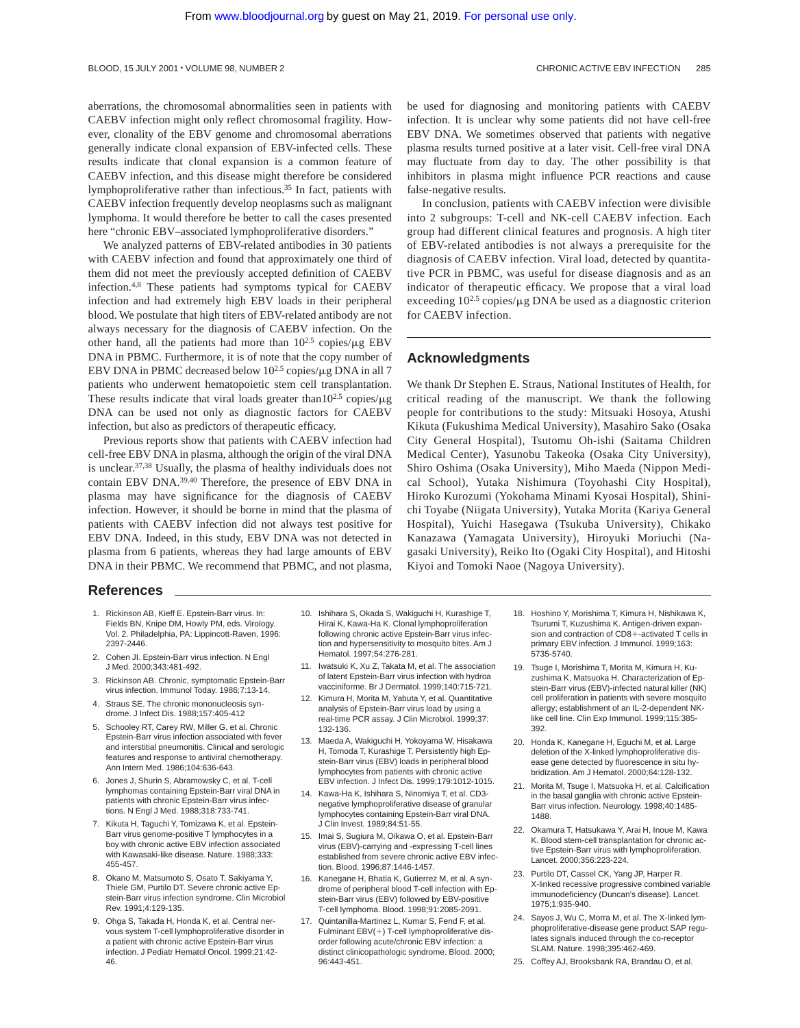aberrations, the chromosomal abnormalities seen in patients with CAEBV infection might only reflect chromosomal fragility. However, clonality of the EBV genome and chromosomal aberrations generally indicate clonal expansion of EBV-infected cells. These results indicate that clonal expansion is a common feature of CAEBV infection, and this disease might therefore be considered lymphoproliferative rather than infectious.[35] In fact, patients with CAEBV infection frequently develop neoplasms such as malignant lymphoma. It would therefore be better to call the cases presented here "chronic EBV–associated lymphoproliferative disorders."

We analyzed patterns of EBV-related antibodies in 30 patients with CAEBV infection and found that approximately one third of them did not meet the previously accepted definition of CAEBV infection.[4,8] These patients had symptoms typical for CAEBV infection and had extremely high EBV loads in their peripheral blood. We postulate that high titers of EBV-related antibody are not always necessary for the diagnosis of CAEBV infection. On the other hand, all the patients had more than $10^{2.5}$ copies/μg EBV DNA in PBMC. Furthermore, it is of note that the copy number of EBV DNA in PBMC decreased below $10^{2.5}$ copies/μg DNA in all 7 patients who underwent hematopoietic stem cell transplantation. These results indicate that viral loads greater than $10^{2.5}$ copies/μg DNA can be used not only as diagnostic factors for CAEBV infection, but also as predictors of therapeutic efficacy.

Previous reports show that patients with CAEBV infection had cell-free EBV DNA in plasma, although the origin of the viral DNA is unclear.[37,38] Usually, the plasma of healthy individuals does not contain EBV DNA.[39,40] Therefore, the presence of EBV DNA in plasma may have significance for the diagnosis of CAEBV infection. However, it should be borne in mind that the plasma of patients with CAEBV infection did not always test positive for EBV DNA. Indeed, in this study, EBV DNA was not detected in plasma from 6 patients, whereas they had large amounts of EBV DNA in their PBMC. We recommend that PBMC, and not plasma, be used for diagnosing and monitoring patients with CAEBV infection. It is unclear why some patients did not have cell-free EBV DNA. We sometimes observed that patients with negative plasma results turned positive at a later visit. Cell-free viral DNA may fluctuate from day to day. The other possibility is that inhibitors in plasma might influence PCR reactions and cause false-negative results.

In conclusion, patients with CAEBV infection were divisible into 2 subgroups: T-cell and NK-cell CAEBV infection. Each group had different clinical features and prognosis. A high titer of EBV-related antibodies is not always a prerequisite for the diagnosis of CAEBV infection. Viral load, detected by quantitative PCR in PBMC, was useful for disease diagnosis and as an indicator of therapeutic efficacy. We propose that a viral load exceeding $10^{2.5}$ copies/μg DNA be used as a diagnostic criterion for CAEBV infection.

## Acknowledgments

We thank Dr Stephen E. Straus, National Institutes of Health, for critical reading of the manuscript. We thank the following people for contributions to the study: Mitsuaki Hosoya, Atushi Kikuta (Fukushima Medical University), Masahiro Sako (Osaka City General Hospital), Tsutomu Oh-ishi (Saitama Children Medical Center), Yasunobu Takeoka (Osaka City University), Shiro Oshima (Osaka University), Miho Maeda (Nippon Medical School), Yutaka Nishimura (Toyohashi City Hospital), Hiroko Kurozumi (Yokohama Minami Kyosai Hospital), Shinichi Toyabe (Niigata University), Yutaka Morita (Kariya General Hospital), Yuichi Hasegawa (Tsukuba University), Chikako Kanazawa (Yamagata University), Hiroyuki Moriuchi (Nagasaki University), Reiko Ito (Ogaki City Hospital), and Hitoshi Kiyoi and Tomoki Naoe (Nagoya University).

## References

1. Rickinson AB, Kieff E. Epstein-Barr virus. In: Fields BN, Knipe DM, Howly PM, eds. Virology. Vol. 2. Philadelphia, PA: Lippincott-Raven, 1996: 2397-2446.
2. Cohen JI. Epstein-Barr virus infection. N Engl J Med. 2000;343:481-492.
3. Rickinson AB. Chronic, symptomatic Epstein-Barr virus infection. Immunol Today. 1986;7:13-14.
4. Straus SE. The chronic mononucleosis syndrome. J Infect Dis. 1988;157:405-412
5. Schooley RT, Carey RW, Miller G, et al. Chronic Epstein-Barr virus infection associated with fever and interstitial pneumonitis. Clinical and serologic features and response to antiviral chemotherapy. Ann Intern Med. 1986;104:636-643.
6. Jones J, Shurin S, Abramowsky C, et al. T-cell lymphomas containing Epstein-Barr viral DNA in patients with chronic Epstein-Barr virus infections. N Engl J Med. 1988;318:733-741.
7. Kikuta H, Taguchi Y, Tomizawa K, et al. Epstein-Barr virus genome-positive T lymphocytes in a boy with chronic active EBV infection associated with Kawasaki-like disease. Nature. 1988;333: 455-457.
8. Okano M, Matsumoto S, Osato T, Sakiyama Y, Thiele GM, Purtilo DT. Severe chronic active Epstein-Barr virus infection syndrome. Clin Microbiol Rev. 1991;4:129-135.
9. Ohga S, Takada H, Honda K, et al. Central nervous system T-cell lymphoproliferative disorder in a patient with chronic active Epstein-Barr virus infection. J Pediatr Hematol Oncol. 1999;21:42-46.
10. Ishihara S, Okada S, Wakiguchi H, Kurashige T, Hirai K, Kawa-Ha K. Clonal lymphoproliferation following chronic active Epstein-Barr virus infection and hypersensitivity to mosquito bites. Am J Hematol. 1997;54:276-281.
11. Iwatsuki K, Xu Z, Takata M, et al. The association of latent Epstein-Barr virus infection with hydroa vacciniforme. Br J Dermatol. 1999;140:715-721.
12. Kimura H, Morita M, Yabuta Y, et al. Quantitative analysis of Epstein-Barr virus load by using a real-time PCR assay. J Clin Microbiol. 1999;37: 132-136.
13. Maeda A, Wakiguchi H, Yokoyama W, Hisakawa H, Tomoda T, Kurashige T. Persistently high Epstein-Barr virus (EBV) loads in peripheral blood lymphocytes from patients with chronic active EBV infection. J Infect Dis. 1999;179:1012-1015.
14. Kawa-Ha K, Ishihara S, Ninomiya T, et al. CD3-negative lymphoproliferative disease of granular lymphocytes containing Epstein-Barr viral DNA. J Clin Invest. 1989;84:51-55.
15. Imai S, Sugiura M, Oikawa O, et al. Epstein-Barr virus (EBV)-carrying and -expressing T-cell lines established from severe chronic active EBV infection. Blood. 1996;87:1446-1457.
16. Kanegane H, Bhatia K, Gutierrez M, et al. A syndrome of peripheral blood T-cell infection with Epstein-Barr virus (EBV) followed by EBV-positive T-cell lymphoma. Blood. 1998;91:2085-2091.
17. Quintanilla-Martinez L, Kumar S, Fend F, et al. Fulminant EBV(+) T-cell lymphoproliferative disorder following acute/chronic EBV infection: a distinct clinicopathologic syndrome. Blood. 2000; 96:443-451.
18. Hoshino Y, Morishima T, Kimura H, Nishikawa K, Tsurumi T, Kuzushima K. Antigen-driven expansion and contraction of CD8+-activated T cells in primary EBV infection. J Immunol. 1999;163: 5735-5740.
19. Tsuge I, Morishima T, Morita M, Kimura H, Kuzushima K, Matsuoka H. Characterization of Epstein-Barr virus (EBV)-infected natural killer (NK) cell proliferation in patients with severe mosquito allergy; establishment of an IL-2-dependent NK-like cell line. Clin Exp Immunol. 1999;115:385-392.
20. Honda K, Kanegane H, Eguchi M, et al. Large deletion of the X-linked lymphoproliferative disease gene detected by fluorescence in situ hybridization. Am J Hematol. 2000;64:128-132.
21. Morita M, Tsuge I, Matsuoka H, et al. Calcification in the basal ganglia with chronic active Epstein-Barr virus infection. Neurology. 1998;40:1485-1488.
22. Okamura T, Hatsukawa Y, Arai H, Inoue M, Kawa K. Blood stem-cell transplantation for chronic active Epstein-Barr virus with lymphoproliferation. Lancet. 2000;356:223-224.
23. Purtilo DT, Cassel CK, Yang JP, Harper R. X-linked recessive progressive combined variable immunodeficiency (Duncan's disease). Lancet. 1975;1:935-940.
24. Sayos J, Wu C, Morra M, et al. The X-linked lymphoproliferative-disease gene product SAP regulates signals induced through the co-receptor SLAM. Nature. 1998;395:462-469.
25. Coffey AJ, Brooksbank RA, Brandau O, et al.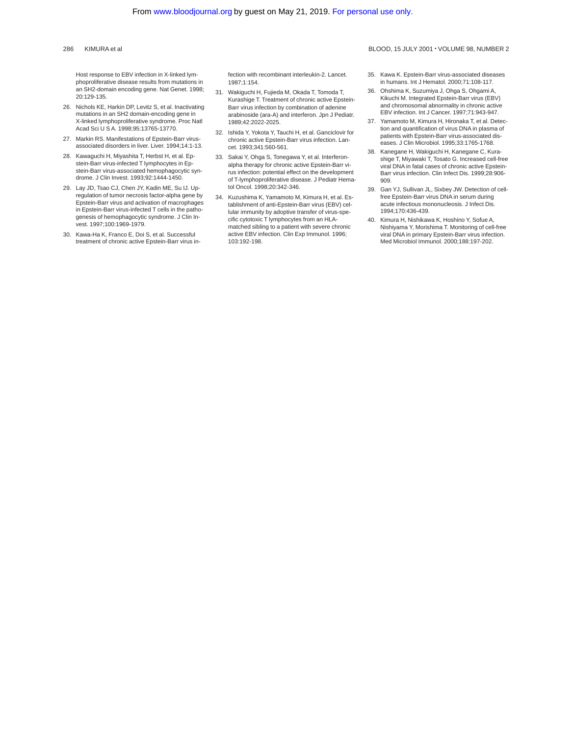Host response to EBV infection in X-linked lymphoproliferative disease results from mutations in an SH2-domain encoding gene. Nat Genet. 1998;20:129-135.

26. Nichols KE, Harkin DP, Levitz S, et al. Inactivating mutations in an SH2 domain-encoding gene in X-linked lymphoproliferative syndrome. Proc Natl Acad Sci U S A. 1998;95:13765-13770.
27. Markin RS. Manifestations of Epstein-Barr virus-associated disorders in liver. Liver. 1994;14:1-13.
28. Kawaguchi H, Miyashita T, Herbst H, et al. Epstein-Barr virus-infected T lymphocytes in Epstein-Barr virus-associated hemophagocytic syndrome. J Clin Invest. 1993;92:1444-1450.
29. Lay JD, Tsao CJ, Chen JY, Kadin ME, Su IJ. Upregulation of tumor necrosis factor-alpha gene by Epstein-Barr virus and activation of macrophages in Epstein-Barr virus-infected T cells in the pathogenesis of hemophagocytic syndrome. J Clin Invest. 1997;100:1969-1979.
30. Kawa-Ha K, Franco E, Doi S, et al. Successful treatment of chronic active Epstein-Barr virus infection with recombinant interleukin-2. Lancet. 1987;1:154.
31. Wakiguchi H, Fujieda M, Okada T, Tomoda T, Kurashige T. Treatment of chronic active Epstein-Barr virus infection by combination of adenine arabinoside (ara-A) and interferon. Jpn J Pediatr. 1989;42:2022-2025.
32. Ishida Y, Yokota Y, Tauchi H, et al. Ganciclovir for chronic active Epstein-Barr virus infection. Lancet. 1993;341:560-561.
33. Sakai Y, Ohga S, Tonegawa Y, et al. Interferon-alpha therapy for chronic active Epstein-Barr virus infection: potential effect on the development of T-lymphoproliferative disease. J Pediatr Hematol Oncol. 1998;20:342-346.
34. Kuzushima K, Yamamoto M, Kimura H, et al. Establishment of anti-Epstein-Barr virus (EBV) cellular immunity by adoptive transfer of virus-specific cytotoxic T lymphocytes from an HLA-matched sibling to a patient with severe chronic active EBV infection. Clin Exp Immunol. 1996;103:192-198.
35. Kawa K. Epstein-Barr virus-associated diseases in humans. Int J Hematol. 2000;71:108-117.
36. Ohshima K, Suzumiya J, Ohga S, Ohgami A, Kikuchi M. Integrated Epstein-Barr virus (EBV) and chromosomal abnormality in chronic active EBV infection. Int J Cancer. 1997;71:943-947.
37. Yamamoto M, Kimura H, Hironaka T, et al. Detection and quantification of virus DNA in plasma of patients with Epstein-Barr virus-associated diseases. J Clin Microbiol. 1995;33:1765-1768.
38. Kanegane H, Wakiguchi H, Kanegane C, Kurashige T, Miyawaki T, Tosato G. Increased cell-free viral DNA in fatal cases of chronic active Epstein-Barr virus infection. Clin Infect Dis. 1999;28:906-909.
39. Gan YJ, Sullivan JL, Sixbey JW. Detection of cell-free Epstein-Barr virus DNA in serum during acute infectious mononucleosis. J Infect Dis. 1994;170:436-439.
40. Kimura H, Nishikawa K, Hoshino Y, Sofue A, Nishiyama Y, Morishima T. Monitoring of cell-free viral DNA in primary Epstein-Barr virus infection. Med Microbiol Immunol. 2000;188:197-202.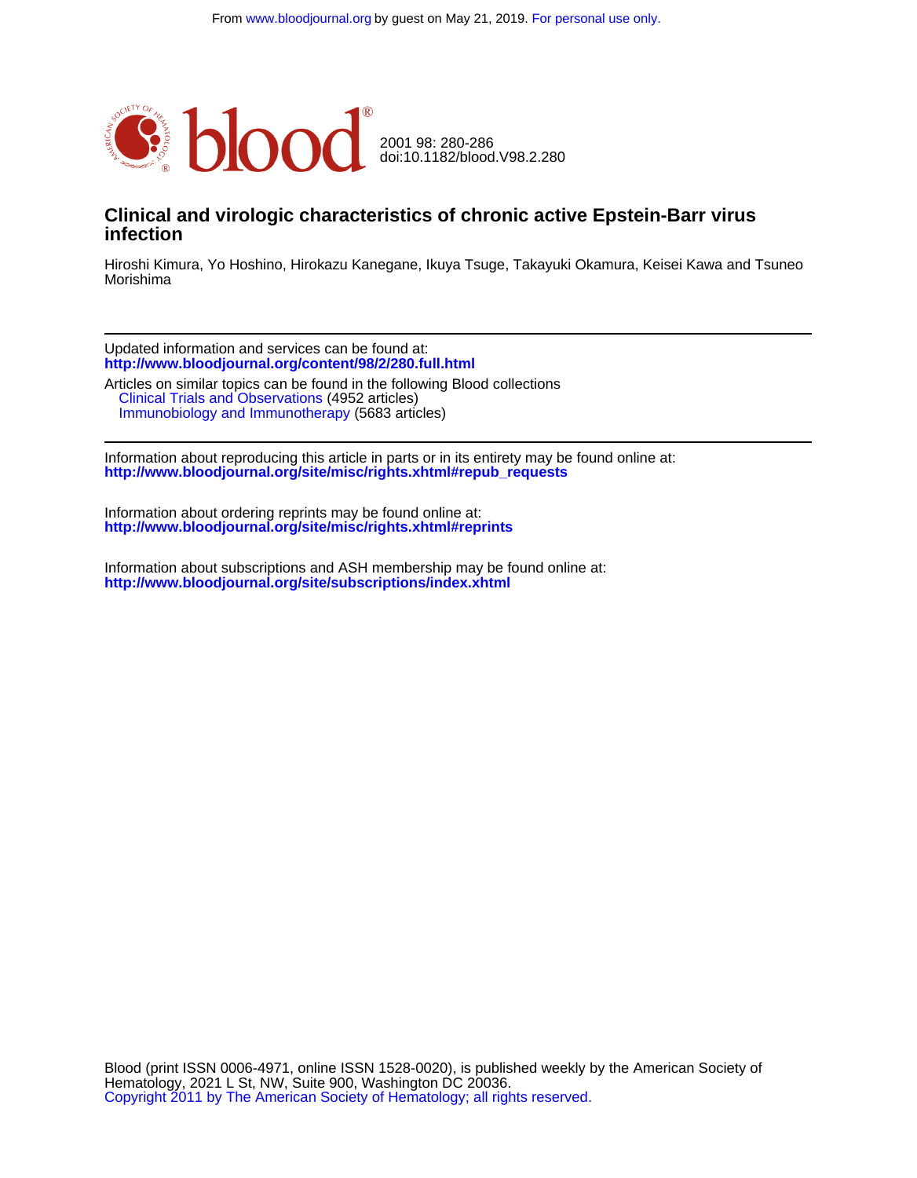# Clinical and virologic characteristics of chronic active Epstein-Barr virus infection

2001 98: 280-286
doi:10.1182/blood.V98.2.280

Hiroshi Kimura, Yo Hoshino, Hirokazu Kanegane, Ikuya Tsuge, Takayuki Okamura, Keisei Kawa and Tsuneo Morishima

---

Updated information and services can be found at:
**http://www.bloodjournal.org/content/98/2/280.full.html**

Articles on similar topics can be found in the following Blood collections
- Clinical Trials and Observations (4952 articles)
- Immunobiology and Immunotherapy (5683 articles)

---

Information about reproducing this article in parts or in its entirety may be found online at:
**http://www.bloodjournal.org/site/misc/rights.xhtml#repub_requests**

Information about ordering reprints may be found online at:
**http://www.bloodjournal.org/site/misc/rights.xhtml#reprints**

Information about subscriptions and ASH membership may be found online at:
**http://www.bloodjournal.org/site/subscriptions/index.xhtml**

Blood (print ISSN 0006-4971, online ISSN 1528-0020), is published weekly by the American Society of Hematology, 2021 L St, NW, Suite 900, Washington DC 20036.
Copyright 2011 by The American Society of Hematology; all rights reserved.